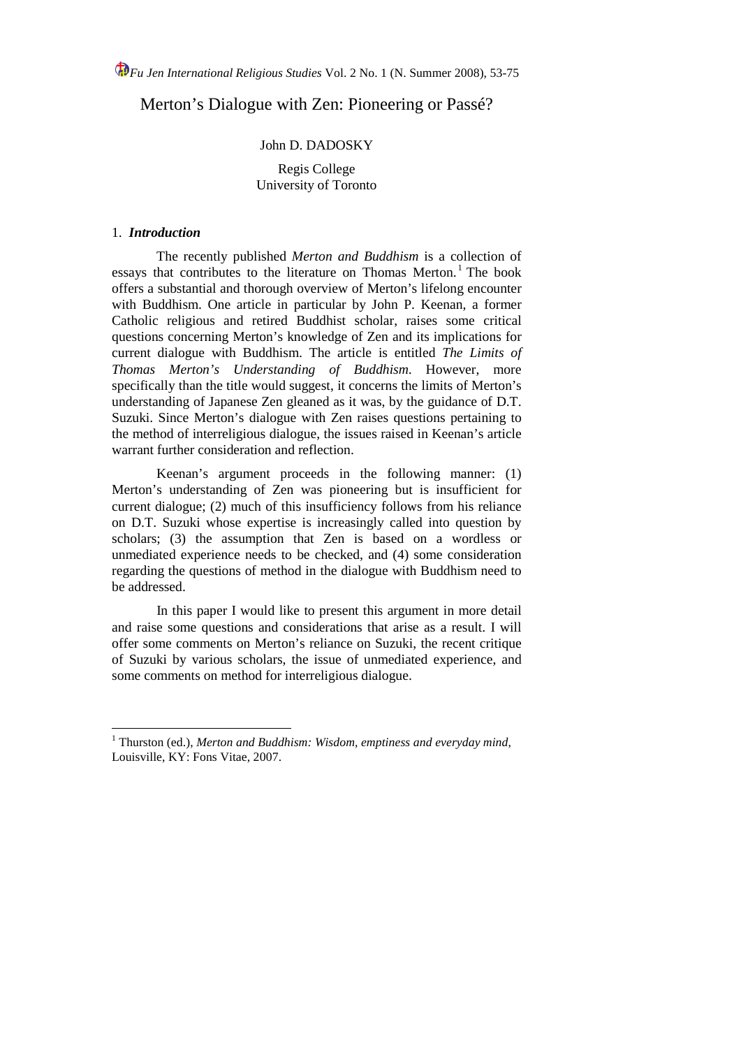# Merton's Dialogue with Zen: Pioneering or Passé?

John D. DADOSKY

Regis College
University of Toronto

## 1. *Introduction*

The recently published *Merton and Buddhism* is a collection of essays that contributes to the literature on Thomas Merton.[1] The book offers a substantial and thorough overview of Merton's lifelong encounter with Buddhism. One article in particular by John P. Keenan, a former Catholic religious and retired Buddhist scholar, raises some critical questions concerning Merton's knowledge of Zen and its implications for current dialogue with Buddhism. The article is entitled *The Limits of Thomas Merton's Understanding of Buddhism*. However, more specifically than the title would suggest, it concerns the limits of Merton's understanding of Japanese Zen gleaned as it was, by the guidance of D.T. Suzuki. Since Merton's dialogue with Zen raises questions pertaining to the method of interreligious dialogue, the issues raised in Keenan's article warrant further consideration and reflection.

Keenan's argument proceeds in the following manner: (1) Merton's understanding of Zen was pioneering but is insufficient for current dialogue; (2) much of this insufficiency follows from his reliance on D.T. Suzuki whose expertise is increasingly called into question by scholars; (3) the assumption that Zen is based on a wordless or unmediated experience needs to be checked, and (4) some consideration regarding the questions of method in the dialogue with Buddhism need to be addressed.

In this paper I would like to present this argument in more detail and raise some questions and considerations that arise as a result. I will offer some comments on Merton's reliance on Suzuki, the recent critique of Suzuki by various scholars, the issue of unmediated experience, and some comments on method for interreligious dialogue.

---

[1] Thurston (ed.), *Merton and Buddhism: Wisdom, emptiness and everyday mind*, Louisville, KY: Fons Vitae, 2007.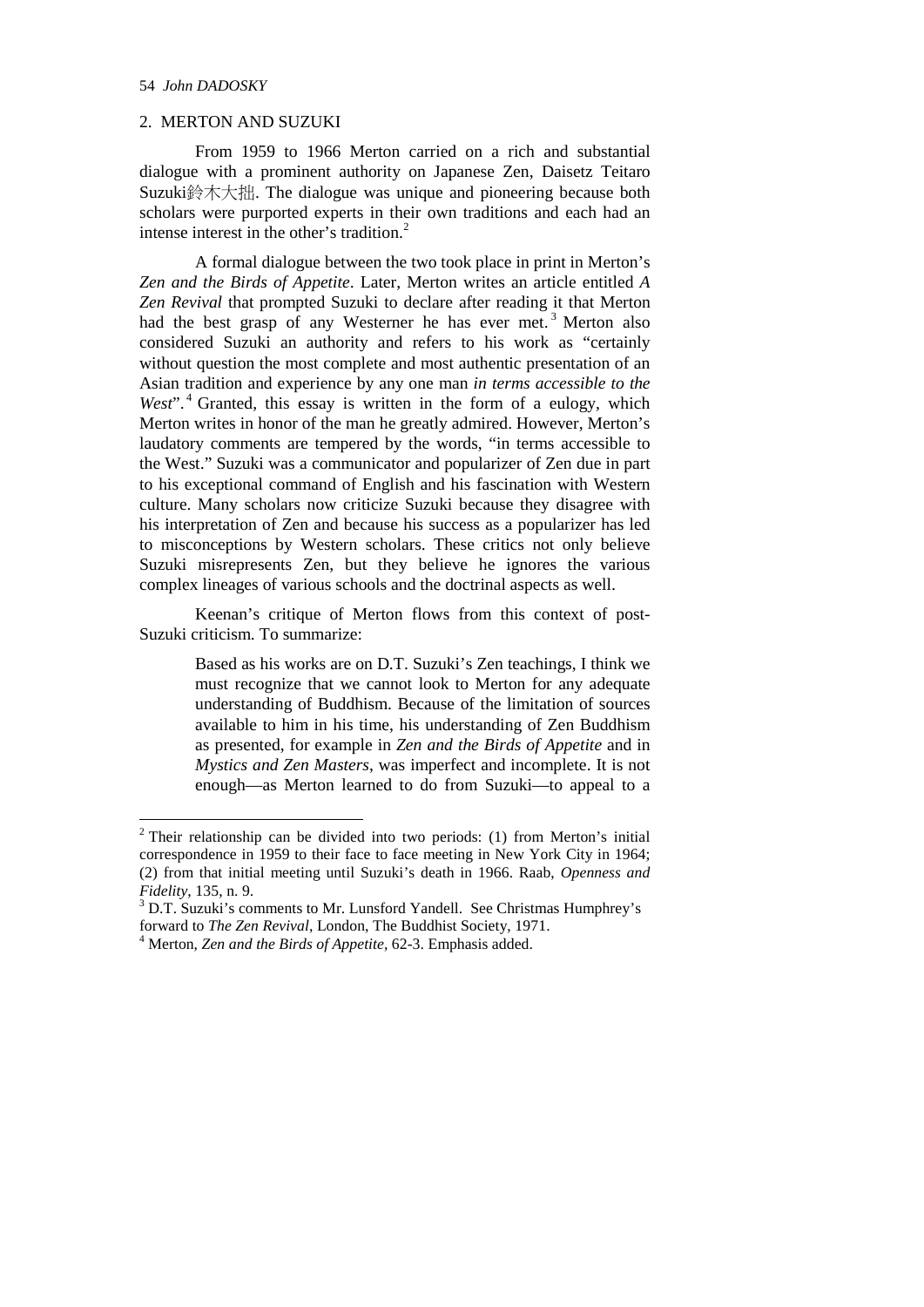## 2. MERTON AND SUZUKI

From 1959 to 1966 Merton carried on a rich and substantial dialogue with a prominent authority on Japanese Zen, Daisetz Teitaro Suzuki鈴木大拙. The dialogue was unique and pioneering because both scholars were purported experts in their own traditions and each had an intense interest in the other's tradition.[2]

A formal dialogue between the two took place in print in Merton's *Zen and the Birds of Appetite*. Later, Merton writes an article entitled *A Zen Revival* that prompted Suzuki to declare after reading it that Merton had the best grasp of any Westerner he has ever met.[3] Merton also considered Suzuki an authority and refers to his work as "certainly without question the most complete and most authentic presentation of an Asian tradition and experience by any one man *in terms accessible to the West*".[4] Granted, this essay is written in the form of a eulogy, which Merton writes in honor of the man he greatly admired. However, Merton's laudatory comments are tempered by the words, "in terms accessible to the West." Suzuki was a communicator and popularizer of Zen due in part to his exceptional command of English and his fascination with Western culture. Many scholars now criticize Suzuki because they disagree with his interpretation of Zen and because his success as a popularizer has led to misconceptions by Western scholars. These critics not only believe Suzuki misrepresents Zen, but they believe he ignores the various complex lineages of various schools and the doctrinal aspects as well.

Keenan's critique of Merton flows from this context of post-Suzuki criticism. To summarize:

> Based as his works are on D.T. Suzuki's Zen teachings, I think we must recognize that we cannot look to Merton for any adequate understanding of Buddhism. Because of the limitation of sources available to him in his time, his understanding of Zen Buddhism as presented, for example in *Zen and the Birds of Appetite* and in *Mystics and Zen Masters*, was imperfect and incomplete. It is not enough—as Merton learned to do from Suzuki—to appeal to a

---

[2] Their relationship can be divided into two periods: (1) from Merton's initial correspondence in 1959 to their face to face meeting in New York City in 1964; (2) from that initial meeting until Suzuki's death in 1966. Raab, *Openness and Fidelity*, 135, n. 9.

[3] D.T. Suzuki's comments to Mr. Lunsford Yandell. See Christmas Humphrey's forward to *The Zen Revival*, London, The Buddhist Society, 1971.

[4] Merton, *Zen and the Birds of Appetite*, 62-3. Emphasis added.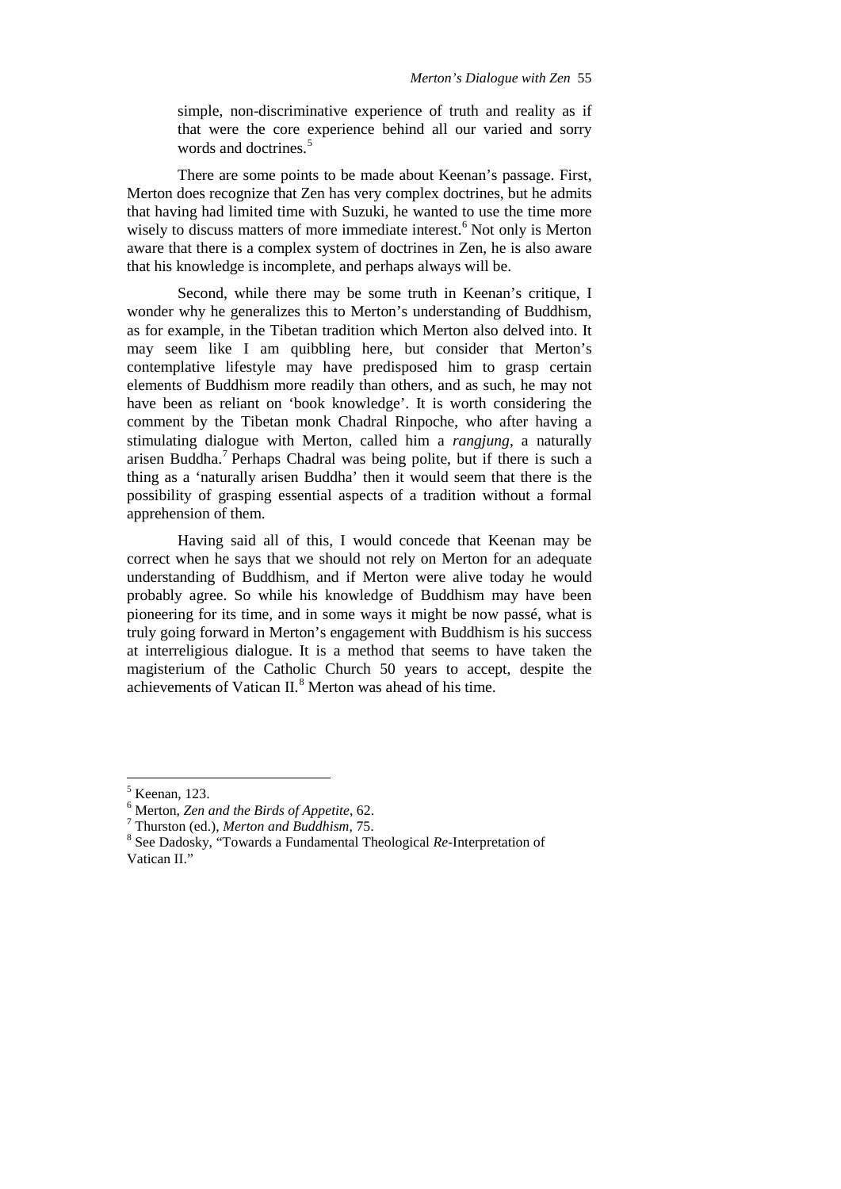> simple, non-discriminative experience of truth and reality as if that were the core experience behind all our varied and sorry words and doctrines.[5]

There are some points to be made about Keenan's passage. First, Merton does recognize that Zen has very complex doctrines, but he admits that having had limited time with Suzuki, he wanted to use the time more wisely to discuss matters of more immediate interest.[6] Not only is Merton aware that there is a complex system of doctrines in Zen, he is also aware that his knowledge is incomplete, and perhaps always will be.

Second, while there may be some truth in Keenan's critique, I wonder why he generalizes this to Merton's understanding of Buddhism, as for example, in the Tibetan tradition which Merton also delved into. It may seem like I am quibbling here, but consider that Merton's contemplative lifestyle may have predisposed him to grasp certain elements of Buddhism more readily than others, and as such, he may not have been as reliant on 'book knowledge'. It is worth considering the comment by the Tibetan monk Chadral Rinpoche, who after having a stimulating dialogue with Merton, called him a *rangjung*, a naturally arisen Buddha.[7] Perhaps Chadral was being polite, but if there is such a thing as a 'naturally arisen Buddha' then it would seem that there is the possibility of grasping essential aspects of a tradition without a formal apprehension of them.

Having said all of this, I would concede that Keenan may be correct when he says that we should not rely on Merton for an adequate understanding of Buddhism, and if Merton were alive today he would probably agree. So while his knowledge of Buddhism may have been pioneering for its time, and in some ways it might be now passé, what is truly going forward in Merton's engagement with Buddhism is his success at interreligious dialogue. It is a method that seems to have taken the magisterium of the Catholic Church 50 years to accept, despite the achievements of Vatican II.[8] Merton was ahead of his time.

---

[5] Keenan, 123.

[6] Merton, *Zen and the Birds of Appetite*, 62.

[7] Thurston (ed.), *Merton and Buddhism*, 75.

[8] See Dadosky, "Towards a Fundamental Theological *Re*-Interpretation of Vatican II."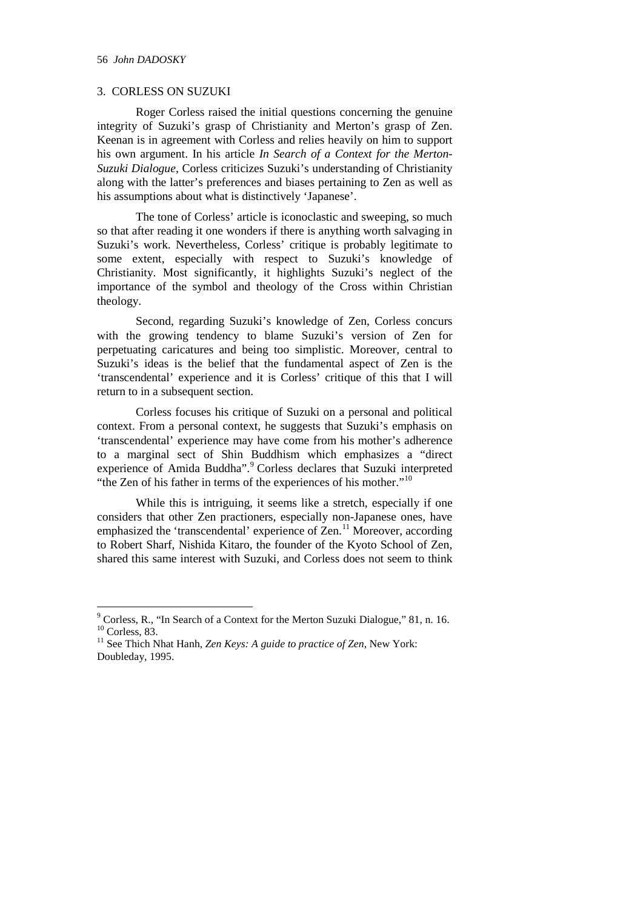## 3. CORLESS ON SUZUKI

Roger Corless raised the initial questions concerning the genuine integrity of Suzuki's grasp of Christianity and Merton's grasp of Zen. Keenan is in agreement with Corless and relies heavily on him to support his own argument. In his article *In Search of a Context for the Merton-Suzuki Dialogue*, Corless criticizes Suzuki's understanding of Christianity along with the latter's preferences and biases pertaining to Zen as well as his assumptions about what is distinctively 'Japanese'.

The tone of Corless' article is iconoclastic and sweeping, so much so that after reading it one wonders if there is anything worth salvaging in Suzuki's work. Nevertheless, Corless' critique is probably legitimate to some extent, especially with respect to Suzuki's knowledge of Christianity. Most significantly, it highlights Suzuki's neglect of the importance of the symbol and theology of the Cross within Christian theology.

Second, regarding Suzuki's knowledge of Zen, Corless concurs with the growing tendency to blame Suzuki's version of Zen for perpetuating caricatures and being too simplistic. Moreover, central to Suzuki's ideas is the belief that the fundamental aspect of Zen is the 'transcendental' experience and it is Corless' critique of this that I will return to in a subsequent section.

Corless focuses his critique of Suzuki on a personal and political context. From a personal context, he suggests that Suzuki's emphasis on 'transcendental' experience may have come from his mother's adherence to a marginal sect of Shin Buddhism which emphasizes a "direct experience of Amida Buddha".[9] Corless declares that Suzuki interpreted "the Zen of his father in terms of the experiences of his mother."[10]

While this is intriguing, it seems like a stretch, especially if one considers that other Zen practioners, especially non-Japanese ones, have emphasized the 'transcendental' experience of Zen.[11] Moreover, according to Robert Sharf, Nishida Kitaro, the founder of the Kyoto School of Zen, shared this same interest with Suzuki, and Corless does not seem to think

---

[9] Corless, R., "In Search of a Context for the Merton Suzuki Dialogue," 81, n. 16.

[10] Corless, 83.

[11] See Thich Nhat Hanh, *Zen Keys: A guide to practice of Zen*, New York: Doubleday, 1995.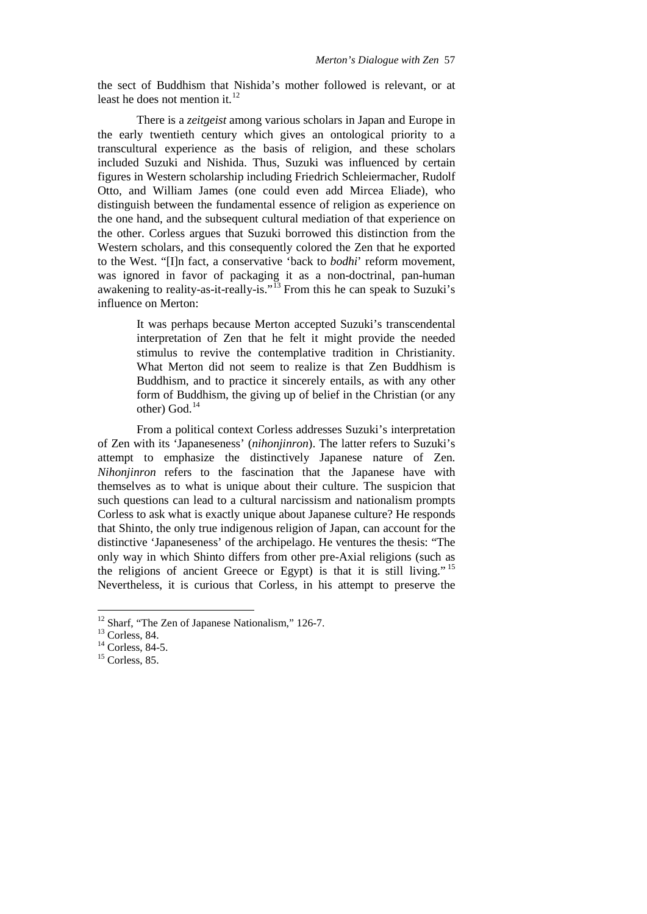the sect of Buddhism that Nishida's mother followed is relevant, or at least he does not mention it.[12]

There is a *zeitgeist* among various scholars in Japan and Europe in the early twentieth century which gives an ontological priority to a transcultural experience as the basis of religion, and these scholars included Suzuki and Nishida. Thus, Suzuki was influenced by certain figures in Western scholarship including Friedrich Schleiermacher, Rudolf Otto, and William James (one could even add Mircea Eliade), who distinguish between the fundamental essence of religion as experience on the one hand, and the subsequent cultural mediation of that experience on the other. Corless argues that Suzuki borrowed this distinction from the Western scholars, and this consequently colored the Zen that he exported to the West. "[I]n fact, a conservative 'back to *bodhi*' reform movement, was ignored in favor of packaging it as a non-doctrinal, pan-human awakening to reality-as-it-really-is."[13] From this he can speak to Suzuki's influence on Merton:

> It was perhaps because Merton accepted Suzuki's transcendental interpretation of Zen that he felt it might provide the needed stimulus to revive the contemplative tradition in Christianity. What Merton did not seem to realize is that Zen Buddhism is Buddhism, and to practice it sincerely entails, as with any other form of Buddhism, the giving up of belief in the Christian (or any other) God.[14]

From a political context Corless addresses Suzuki's interpretation of Zen with its 'Japaneseness' (*nihonjinron*). The latter refers to Suzuki's attempt to emphasize the distinctively Japanese nature of Zen. *Nihonjinron* refers to the fascination that the Japanese have with themselves as to what is unique about their culture. The suspicion that such questions can lead to a cultural narcissism and nationalism prompts Corless to ask what is exactly unique about Japanese culture? He responds that Shinto, the only true indigenous religion of Japan, can account for the distinctive 'Japaneseness' of the archipelago. He ventures the thesis: "The only way in which Shinto differs from other pre-Axial religions (such as the religions of ancient Greece or Egypt) is that it is still living."[15] Nevertheless, it is curious that Corless, in his attempt to preserve the

---

[12] Sharf, "The Zen of Japanese Nationalism," 126-7.
[13] Corless, 84.
[14] Corless, 84-5.
[15] Corless, 85.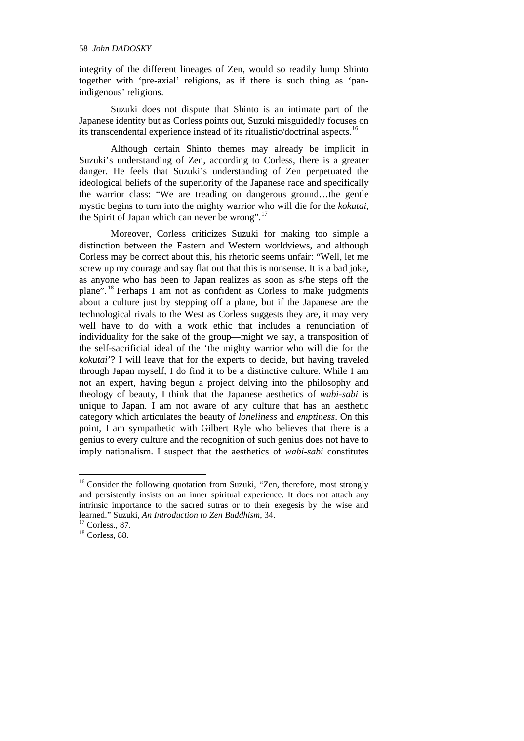integrity of the different lineages of Zen, would so readily lump Shinto together with 'pre-axial' religions, as if there is such thing as 'pan-indigenous' religions.

Suzuki does not dispute that Shinto is an intimate part of the Japanese identity but as Corless points out, Suzuki misguidedly focuses on its transcendental experience instead of its ritualistic/doctrinal aspects.[16]

Although certain Shinto themes may already be implicit in Suzuki's understanding of Zen, according to Corless, there is a greater danger. He feels that Suzuki's understanding of Zen perpetuated the ideological beliefs of the superiority of the Japanese race and specifically the warrior class: "We are treading on dangerous ground…the gentle mystic begins to turn into the mighty warrior who will die for the *kokutai*, the Spirit of Japan which can never be wrong".[17]

Moreover, Corless criticizes Suzuki for making too simple a distinction between the Eastern and Western worldviews, and although Corless may be correct about this, his rhetoric seems unfair: "Well, let me screw up my courage and say flat out that this is nonsense. It is a bad joke, as anyone who has been to Japan realizes as soon as s/he steps off the plane".[18] Perhaps I am not as confident as Corless to make judgments about a culture just by stepping off a plane, but if the Japanese are the technological rivals to the West as Corless suggests they are, it may very well have to do with a work ethic that includes a renunciation of individuality for the sake of the group—might we say, a transposition of the self-sacrificial ideal of the 'the mighty warrior who will die for the *kokutai*'? I will leave that for the experts to decide, but having traveled through Japan myself, I do find it to be a distinctive culture. While I am not an expert, having begun a project delving into the philosophy and theology of beauty, I think that the Japanese aesthetics of *wabi-sabi* is unique to Japan. I am not aware of any culture that has an aesthetic category which articulates the beauty of *loneliness* and *emptiness*. On this point, I am sympathetic with Gilbert Ryle who believes that there is a genius to every culture and the recognition of such genius does not have to imply nationalism. I suspect that the aesthetics of *wabi-sabi* constitutes

---

[16] Consider the following quotation from Suzuki, "Zen, therefore, most strongly and persistently insists on an inner spiritual experience. It does not attach any intrinsic importance to the sacred sutras or to their exegesis by the wise and learned." Suzuki, *An Introduction to Zen Buddhism*, 34.

[17] Corless., 87.

[18] Corless, 88.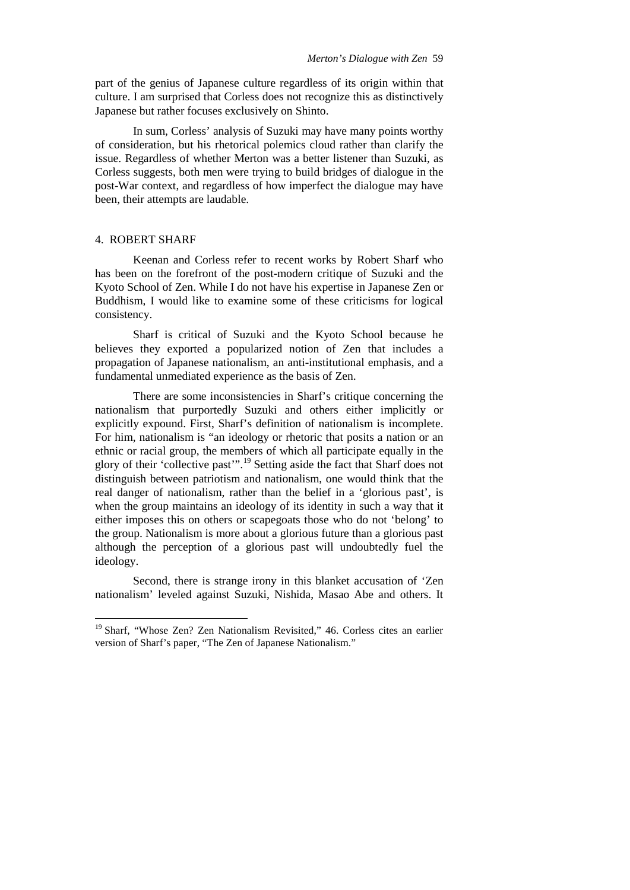part of the genius of Japanese culture regardless of its origin within that culture. I am surprised that Corless does not recognize this as distinctively Japanese but rather focuses exclusively on Shinto.

In sum, Corless' analysis of Suzuki may have many points worthy of consideration, but his rhetorical polemics cloud rather than clarify the issue. Regardless of whether Merton was a better listener than Suzuki, as Corless suggests, both men were trying to build bridges of dialogue in the post-War context, and regardless of how imperfect the dialogue may have been, their attempts are laudable.

## 4. ROBERT SHARF

Keenan and Corless refer to recent works by Robert Sharf who has been on the forefront of the post-modern critique of Suzuki and the Kyoto School of Zen. While I do not have his expertise in Japanese Zen or Buddhism, I would like to examine some of these criticisms for logical consistency.

Sharf is critical of Suzuki and the Kyoto School because he believes they exported a popularized notion of Zen that includes a propagation of Japanese nationalism, an anti-institutional emphasis, and a fundamental unmediated experience as the basis of Zen.

There are some inconsistencies in Sharf's critique concerning the nationalism that purportedly Suzuki and others either implicitly or explicitly expound. First, Sharf's definition of nationalism is incomplete. For him, nationalism is "an ideology or rhetoric that posits a nation or an ethnic or racial group, the members of which all participate equally in the glory of their 'collective past'".[19] Setting aside the fact that Sharf does not distinguish between patriotism and nationalism, one would think that the real danger of nationalism, rather than the belief in a 'glorious past', is when the group maintains an ideology of its identity in such a way that it either imposes this on others or scapegoats those who do not 'belong' to the group. Nationalism is more about a glorious future than a glorious past although the perception of a glorious past will undoubtedly fuel the ideology.

Second, there is strange irony in this blanket accusation of 'Zen nationalism' leveled against Suzuki, Nishida, Masao Abe and others. It

---

[19] Sharf, "Whose Zen? Zen Nationalism Revisited," 46. Corless cites an earlier version of Sharf's paper, "The Zen of Japanese Nationalism."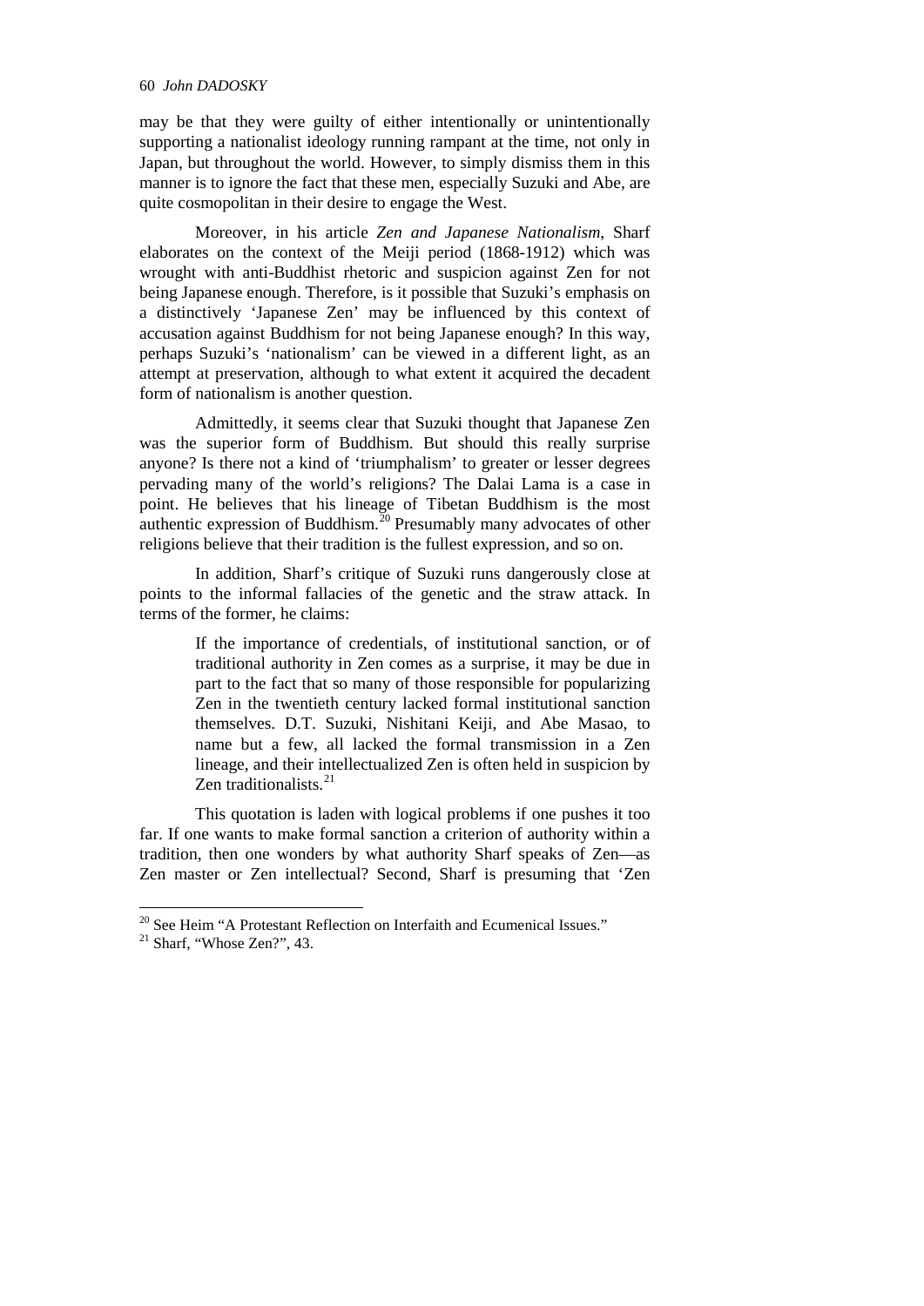may be that they were guilty of either intentionally or unintentionally supporting a nationalist ideology running rampant at the time, not only in Japan, but throughout the world. However, to simply dismiss them in this manner is to ignore the fact that these men, especially Suzuki and Abe, are quite cosmopolitan in their desire to engage the West.

Moreover, in his article *Zen and Japanese Nationalism*, Sharf elaborates on the context of the Meiji period (1868-1912) which was wrought with anti-Buddhist rhetoric and suspicion against Zen for not being Japanese enough. Therefore, is it possible that Suzuki's emphasis on a distinctively 'Japanese Zen' may be influenced by this context of accusation against Buddhism for not being Japanese enough? In this way, perhaps Suzuki's 'nationalism' can be viewed in a different light, as an attempt at preservation, although to what extent it acquired the decadent form of nationalism is another question.

Admittedly, it seems clear that Suzuki thought that Japanese Zen was the superior form of Buddhism. But should this really surprise anyone? Is there not a kind of 'triumphalism' to greater or lesser degrees pervading many of the world's religions? The Dalai Lama is a case in point. He believes that his lineage of Tibetan Buddhism is the most authentic expression of Buddhism.[20] Presumably many advocates of other religions believe that their tradition is the fullest expression, and so on.

In addition, Sharf's critique of Suzuki runs dangerously close at points to the informal fallacies of the genetic and the straw attack. In terms of the former, he claims:

> If the importance of credentials, of institutional sanction, or of traditional authority in Zen comes as a surprise, it may be due in part to the fact that so many of those responsible for popularizing Zen in the twentieth century lacked formal institutional sanction themselves. D.T. Suzuki, Nishitani Keiji, and Abe Masao, to name but a few, all lacked the formal transmission in a Zen lineage, and their intellectualized Zen is often held in suspicion by Zen traditionalists.[21]

This quotation is laden with logical problems if one pushes it too far. If one wants to make formal sanction a criterion of authority within a tradition, then one wonders by what authority Sharf speaks of Zen—as Zen master or Zen intellectual? Second, Sharf is presuming that 'Zen

---

[20] See Heim "A Protestant Reflection on Interfaith and Ecumenical Issues."

[21] Sharf, "Whose Zen?", 43.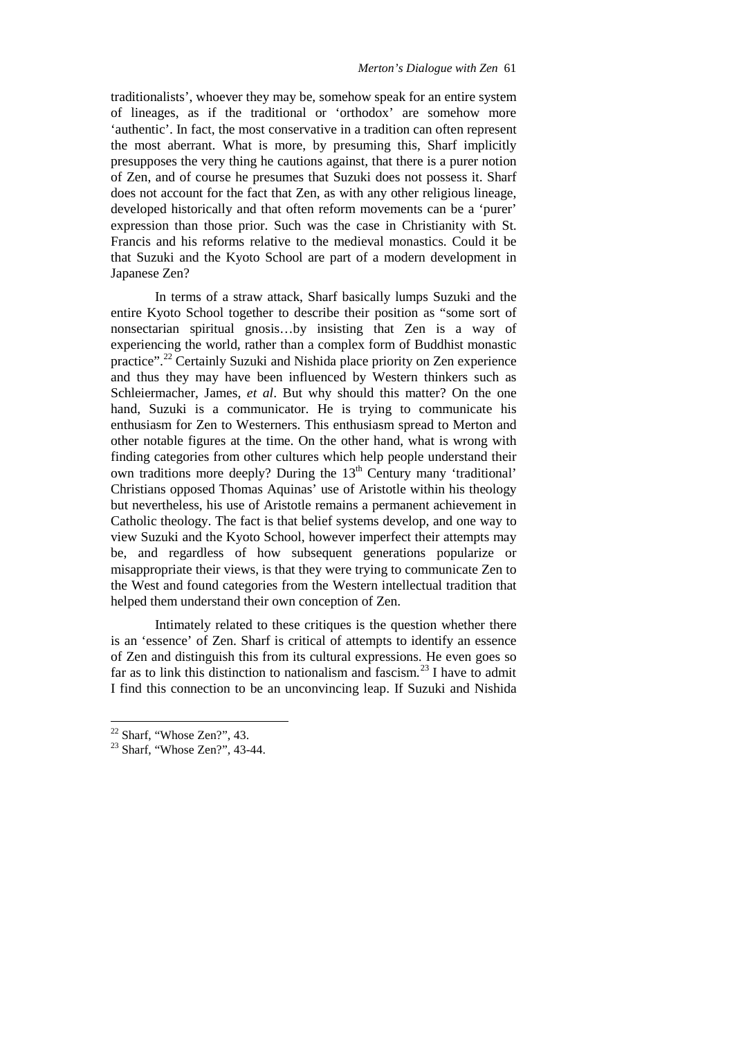traditionalists', whoever they may be, somehow speak for an entire system of lineages, as if the traditional or 'orthodox' are somehow more 'authentic'. In fact, the most conservative in a tradition can often represent the most aberrant. What is more, by presuming this, Sharf implicitly presupposes the very thing he cautions against, that there is a purer notion of Zen, and of course he presumes that Suzuki does not possess it. Sharf does not account for the fact that Zen, as with any other religious lineage, developed historically and that often reform movements can be a 'purer' expression than those prior. Such was the case in Christianity with St. Francis and his reforms relative to the medieval monastics. Could it be that Suzuki and the Kyoto School are part of a modern development in Japanese Zen?

In terms of a straw attack, Sharf basically lumps Suzuki and the entire Kyoto School together to describe their position as "some sort of nonsectarian spiritual gnosis…by insisting that Zen is a way of experiencing the world, rather than a complex form of Buddhist monastic practice".[22] Certainly Suzuki and Nishida place priority on Zen experience and thus they may have been influenced by Western thinkers such as Schleiermacher, James, *et al*. But why should this matter? On the one hand, Suzuki is a communicator. He is trying to communicate his enthusiasm for Zen to Westerners. This enthusiasm spread to Merton and other notable figures at the time. On the other hand, what is wrong with finding categories from other cultures which help people understand their own traditions more deeply? During the 13th Century many 'traditional' Christians opposed Thomas Aquinas' use of Aristotle within his theology but nevertheless, his use of Aristotle remains a permanent achievement in Catholic theology. The fact is that belief systems develop, and one way to view Suzuki and the Kyoto School, however imperfect their attempts may be, and regardless of how subsequent generations popularize or misappropriate their views, is that they were trying to communicate Zen to the West and found categories from the Western intellectual tradition that helped them understand their own conception of Zen.

Intimately related to these critiques is the question whether there is an 'essence' of Zen. Sharf is critical of attempts to identify an essence of Zen and distinguish this from its cultural expressions. He even goes so far as to link this distinction to nationalism and fascism.[23] I have to admit I find this connection to be an unconvincing leap. If Suzuki and Nishida

---

[22] Sharf, "Whose Zen?", 43.

[23] Sharf, "Whose Zen?", 43-44.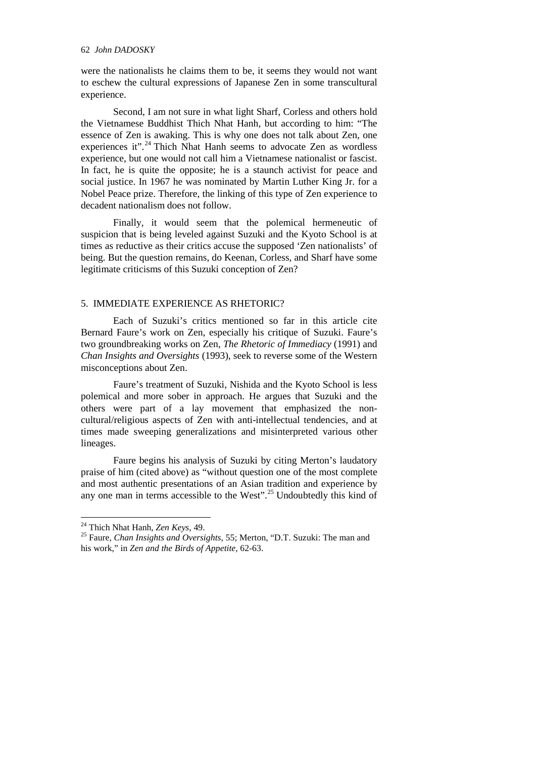were the nationalists he claims them to be, it seems they would not want to eschew the cultural expressions of Japanese Zen in some transcultural experience.

Second, I am not sure in what light Sharf, Corless and others hold the Vietnamese Buddhist Thich Nhat Hanh, but according to him: "The essence of Zen is awaking. This is why one does not talk about Zen, one experiences it".[24] Thich Nhat Hanh seems to advocate Zen as wordless experience, but one would not call him a Vietnamese nationalist or fascist. In fact, he is quite the opposite; he is a staunch activist for peace and social justice. In 1967 he was nominated by Martin Luther King Jr. for a Nobel Peace prize. Therefore, the linking of this type of Zen experience to decadent nationalism does not follow.

Finally, it would seem that the polemical hermeneutic of suspicion that is being leveled against Suzuki and the Kyoto School is at times as reductive as their critics accuse the supposed 'Zen nationalists' of being. But the question remains, do Keenan, Corless, and Sharf have some legitimate criticisms of this Suzuki conception of Zen?

## 5. IMMEDIATE EXPERIENCE AS RHETORIC?

Each of Suzuki's critics mentioned so far in this article cite Bernard Faure's work on Zen, especially his critique of Suzuki. Faure's two groundbreaking works on Zen, *The Rhetoric of Immediacy* (1991) and *Chan Insights and Oversights* (1993), seek to reverse some of the Western misconceptions about Zen.

Faure's treatment of Suzuki, Nishida and the Kyoto School is less polemical and more sober in approach. He argues that Suzuki and the others were part of a lay movement that emphasized the non-cultural/religious aspects of Zen with anti-intellectual tendencies, and at times made sweeping generalizations and misinterpreted various other lineages.

Faure begins his analysis of Suzuki by citing Merton's laudatory praise of him (cited above) as "without question one of the most complete and most authentic presentations of an Asian tradition and experience by any one man in terms accessible to the West".[25] Undoubtedly this kind of

---

[24] Thich Nhat Hanh, *Zen Keys*, 49.

[25] Faure, *Chan Insights and Oversights*, 55; Merton, "D.T. Suzuki: The man and his work," in *Zen and the Birds of Appetite*, 62-63.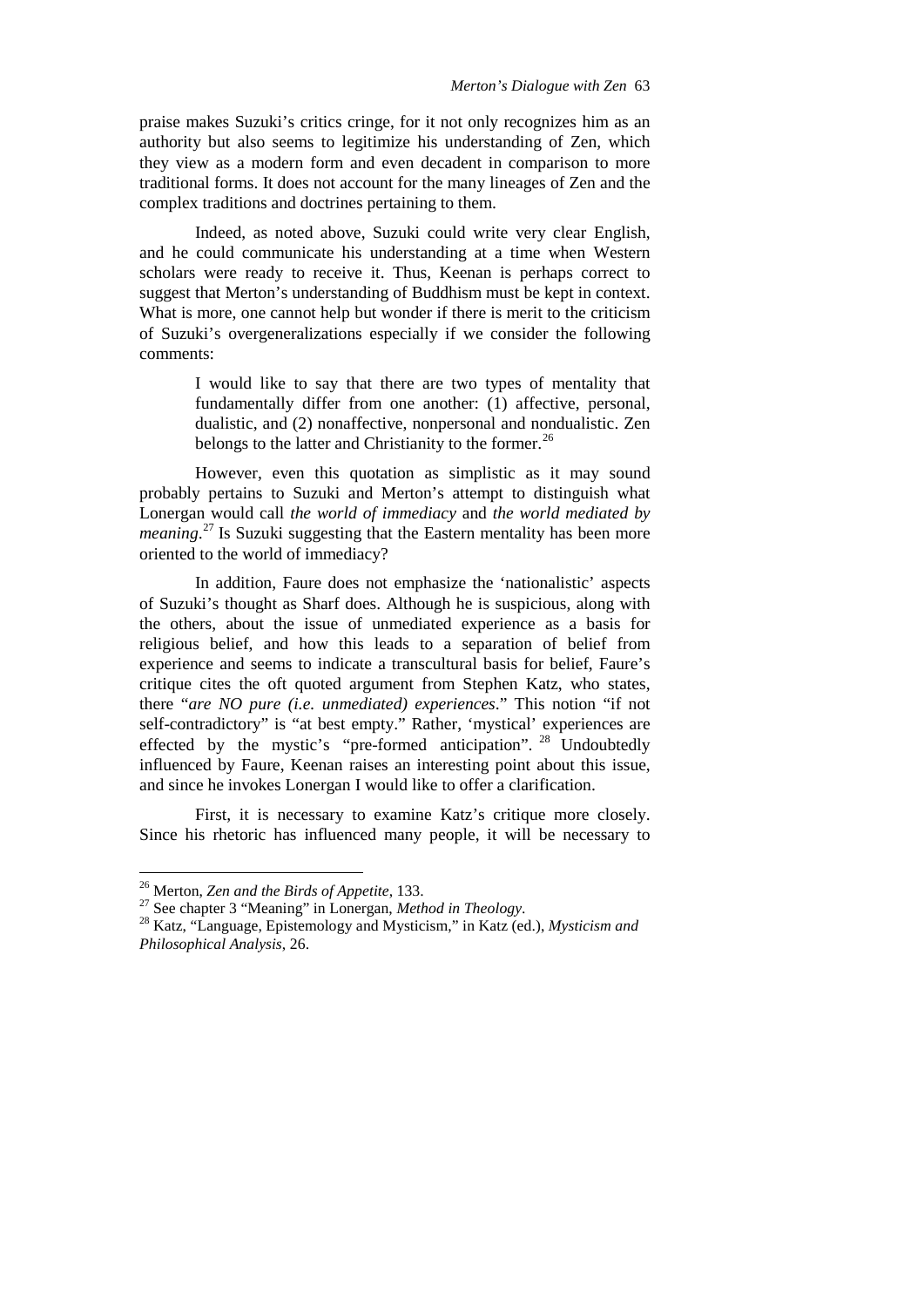praise makes Suzuki's critics cringe, for it not only recognizes him as an authority but also seems to legitimize his understanding of Zen, which they view as a modern form and even decadent in comparison to more traditional forms. It does not account for the many lineages of Zen and the complex traditions and doctrines pertaining to them.

Indeed, as noted above, Suzuki could write very clear English, and he could communicate his understanding at a time when Western scholars were ready to receive it. Thus, Keenan is perhaps correct to suggest that Merton's understanding of Buddhism must be kept in context. What is more, one cannot help but wonder if there is merit to the criticism of Suzuki's overgeneralizations especially if we consider the following comments:

> I would like to say that there are two types of mentality that fundamentally differ from one another: (1) affective, personal, dualistic, and (2) nonaffective, nonpersonal and nondualistic. Zen belongs to the latter and Christianity to the former.[26]

However, even this quotation as simplistic as it may sound probably pertains to Suzuki and Merton's attempt to distinguish what Lonergan would call *the world of immediacy* and *the world mediated by meaning*.[27] Is Suzuki suggesting that the Eastern mentality has been more oriented to the world of immediacy?

In addition, Faure does not emphasize the 'nationalistic' aspects of Suzuki's thought as Sharf does. Although he is suspicious, along with the others, about the issue of unmediated experience as a basis for religious belief, and how this leads to a separation of belief from experience and seems to indicate a transcultural basis for belief, Faure's critique cites the oft quoted argument from Stephen Katz, who states, there "*are NO pure (i.e. unmediated) experiences*." This notion "if not self-contradictory" is "at best empty." Rather, 'mystical' experiences are effected by the mystic's "pre-formed anticipation".[28] Undoubtedly influenced by Faure, Keenan raises an interesting point about this issue, and since he invokes Lonergan I would like to offer a clarification.

First, it is necessary to examine Katz's critique more closely. Since his rhetoric has influenced many people, it will be necessary to

---

[26] Merton, *Zen and the Birds of Appetite*, 133.

[27] See chapter 3 "Meaning" in Lonergan, *Method in Theology*.

[28] Katz, "Language, Epistemology and Mysticism," in Katz (ed.), *Mysticism and Philosophical Analysis*, 26.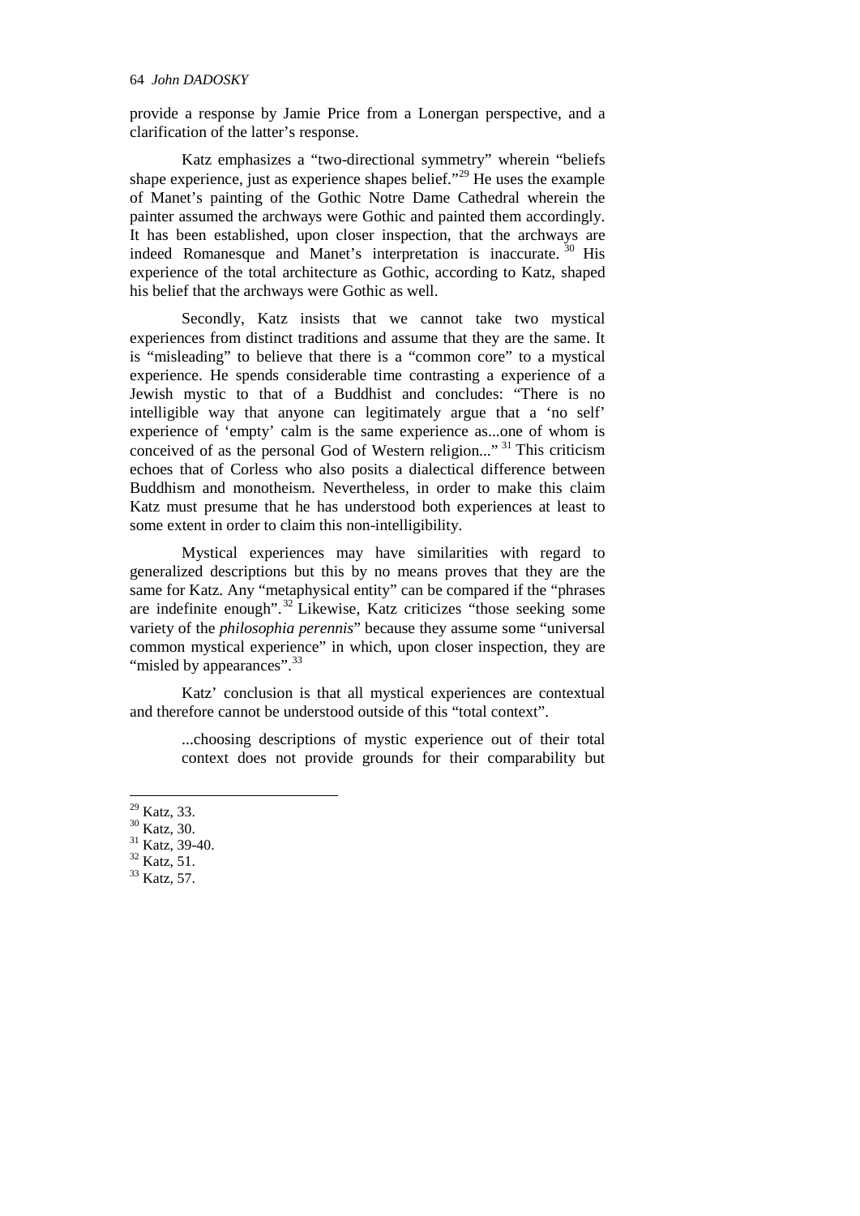provide a response by Jamie Price from a Lonergan perspective, and a clarification of the latter's response.

Katz emphasizes a "two-directional symmetry" wherein "beliefs shape experience, just as experience shapes belief."[29] He uses the example of Manet's painting of the Gothic Notre Dame Cathedral wherein the painter assumed the archways were Gothic and painted them accordingly. It has been established, upon closer inspection, that the archways are indeed Romanesque and Manet's interpretation is inaccurate.[30] His experience of the total architecture as Gothic, according to Katz, shaped his belief that the archways were Gothic as well.

Secondly, Katz insists that we cannot take two mystical experiences from distinct traditions and assume that they are the same. It is "misleading" to believe that there is a "common core" to a mystical experience. He spends considerable time contrasting a experience of a Jewish mystic to that of a Buddhist and concludes: "There is no intelligible way that anyone can legitimately argue that a 'no self' experience of 'empty' calm is the same experience as...one of whom is conceived of as the personal God of Western religion..."[31] This criticism echoes that of Corless who also posits a dialectical difference between Buddhism and monotheism. Nevertheless, in order to make this claim Katz must presume that he has understood both experiences at least to some extent in order to claim this non-intelligibility.

Mystical experiences may have similarities with regard to generalized descriptions but this by no means proves that they are the same for Katz. Any "metaphysical entity" can be compared if the "phrases are indefinite enough".[32] Likewise, Katz criticizes "those seeking some variety of the *philosophia perennis*" because they assume some "universal common mystical experience" in which, upon closer inspection, they are "misled by appearances".[33]

Katz' conclusion is that all mystical experiences are contextual and therefore cannot be understood outside of this "total context".

> ...choosing descriptions of mystic experience out of their total context does not provide grounds for their comparability but

---

[29] Katz, 33.
[30] Katz, 30.
[31] Katz, 39-40.
[32] Katz, 51.
[33] Katz, 57.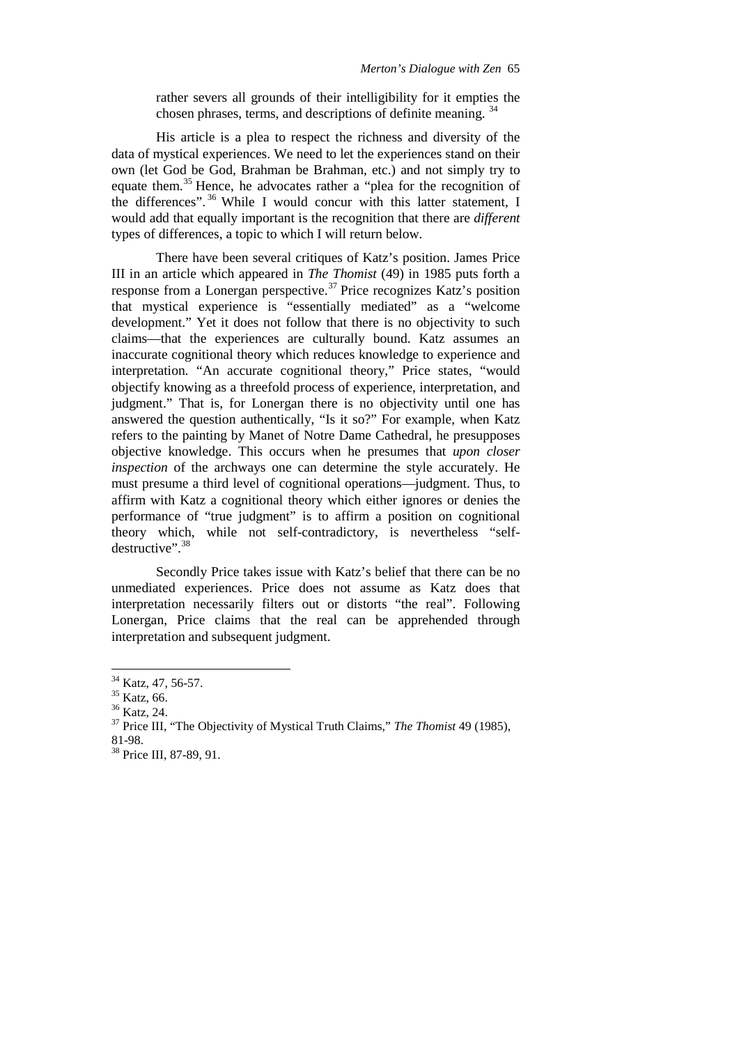> rather severs all grounds of their intelligibility for it empties the chosen phrases, terms, and descriptions of definite meaning. [34]

His article is a plea to respect the richness and diversity of the data of mystical experiences. We need to let the experiences stand on their own (let God be God, Brahman be Brahman, etc.) and not simply try to equate them.[35] Hence, he advocates rather a "plea for the recognition of the differences". [36] While I would concur with this latter statement, I would add that equally important is the recognition that there are *different* types of differences, a topic to which I will return below.

There have been several critiques of Katz's position. James Price III in an article which appeared in *The Thomist* (49) in 1985 puts forth a response from a Lonergan perspective.[37] Price recognizes Katz's position that mystical experience is "essentially mediated" as a "welcome development." Yet it does not follow that there is no objectivity to such claims—that the experiences are culturally bound. Katz assumes an inaccurate cognitional theory which reduces knowledge to experience and interpretation. "An accurate cognitional theory," Price states, "would objectify knowing as a threefold process of experience, interpretation, and judgment." That is, for Lonergan there is no objectivity until one has answered the question authentically, "Is it so?" For example, when Katz refers to the painting by Manet of Notre Dame Cathedral, he presupposes objective knowledge. This occurs when he presumes that *upon closer inspection* of the archways one can determine the style accurately. He must presume a third level of cognitional operations—judgment. Thus, to affirm with Katz a cognitional theory which either ignores or denies the performance of "true judgment" is to affirm a position on cognitional theory which, while not self-contradictory, is nevertheless "self-destructive".[38]

Secondly Price takes issue with Katz's belief that there can be no unmediated experiences. Price does not assume as Katz does that interpretation necessarily filters out or distorts "the real". Following Lonergan, Price claims that the real can be apprehended through interpretation and subsequent judgment.

---

[34] Katz, 47, 56-57.

[35] Katz, 66.

[36] Katz, 24.

[37] Price III, "The Objectivity of Mystical Truth Claims," *The Thomist* 49 (1985), 81-98.

[38] Price III, 87-89, 91.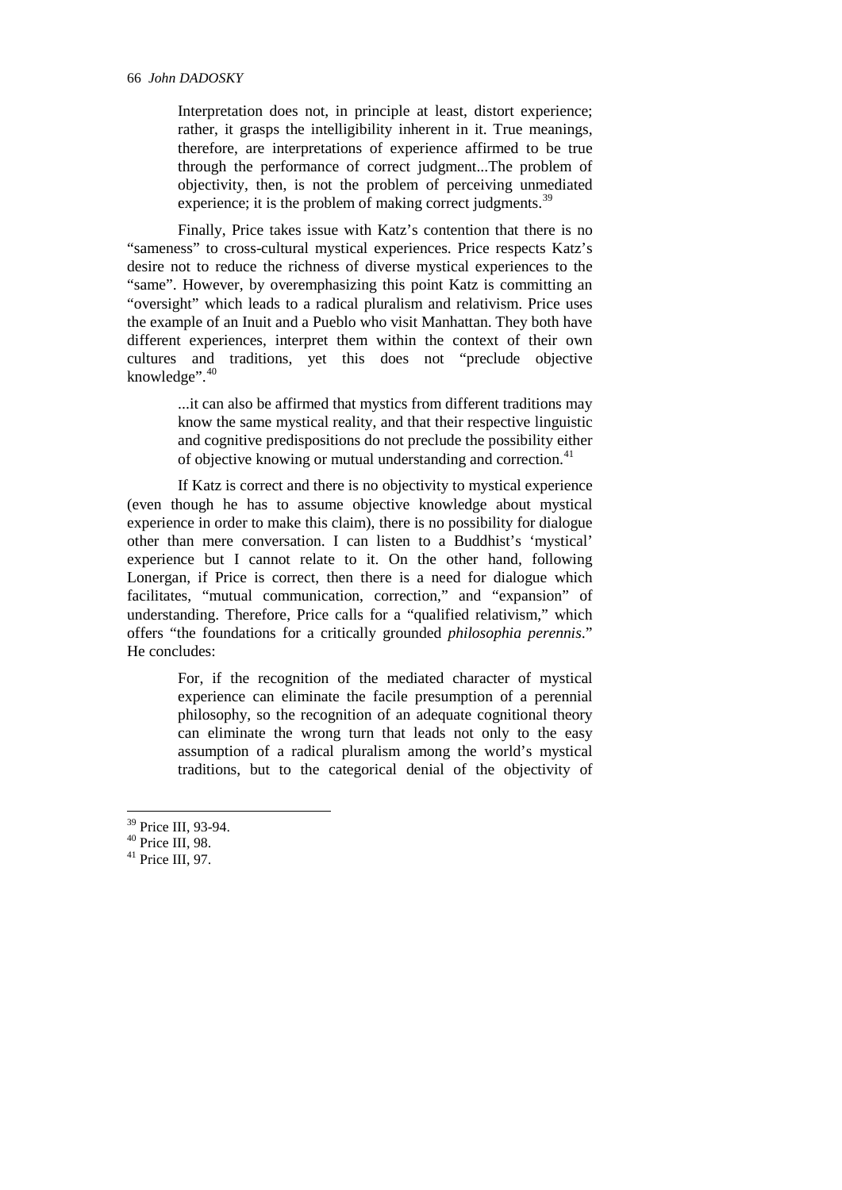> Interpretation does not, in principle at least, distort experience; rather, it grasps the intelligibility inherent in it. True meanings, therefore, are interpretations of experience affirmed to be true through the performance of correct judgment...The problem of objectivity, then, is not the problem of perceiving unmediated experience; it is the problem of making correct judgments.[39]

Finally, Price takes issue with Katz's contention that there is no "sameness" to cross-cultural mystical experiences. Price respects Katz's desire not to reduce the richness of diverse mystical experiences to the "same". However, by overemphasizing this point Katz is committing an "oversight" which leads to a radical pluralism and relativism. Price uses the example of an Inuit and a Pueblo who visit Manhattan. They both have different experiences, interpret them within the context of their own cultures and traditions, yet this does not "preclude objective knowledge".[40]

> ...it can also be affirmed that mystics from different traditions may know the same mystical reality, and that their respective linguistic and cognitive predispositions do not preclude the possibility either of objective knowing or mutual understanding and correction.[41]

If Katz is correct and there is no objectivity to mystical experience (even though he has to assume objective knowledge about mystical experience in order to make this claim), there is no possibility for dialogue other than mere conversation. I can listen to a Buddhist's 'mystical' experience but I cannot relate to it. On the other hand, following Lonergan, if Price is correct, then there is a need for dialogue which facilitates, "mutual communication, correction," and "expansion" of understanding. Therefore, Price calls for a "qualified relativism," which offers "the foundations for a critically grounded *philosophia perennis*." He concludes:

> For, if the recognition of the mediated character of mystical experience can eliminate the facile presumption of a perennial philosophy, so the recognition of an adequate cognitional theory can eliminate the wrong turn that leads not only to the easy assumption of a radical pluralism among the world's mystical traditions, but to the categorical denial of the objectivity of

[39] Price III, 93-94.
[40] Price III, 98.
[41] Price III, 97.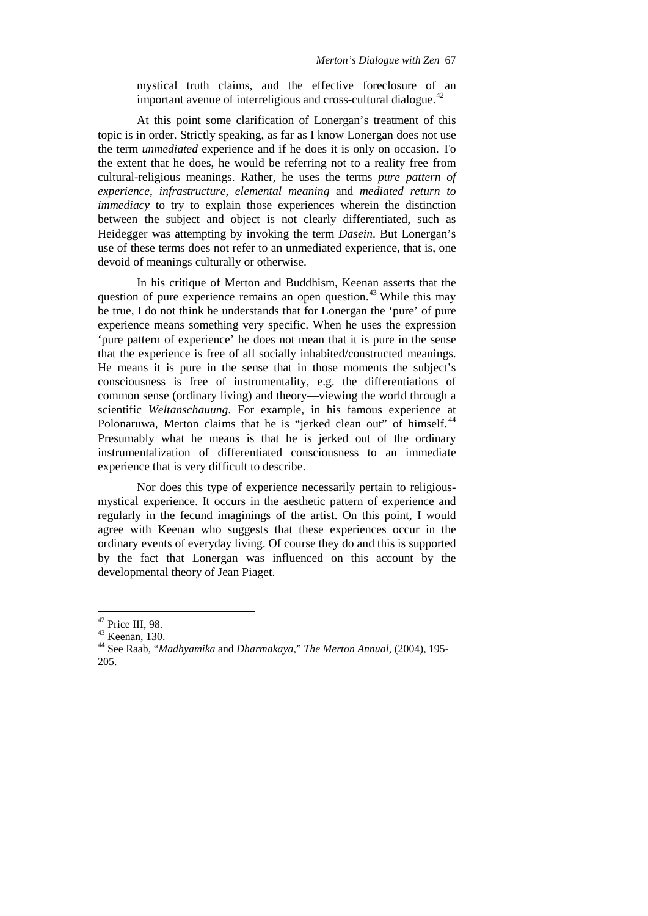> mystical truth claims, and the effective foreclosure of an important avenue of interreligious and cross-cultural dialogue.[42]

At this point some clarification of Lonergan's treatment of this topic is in order. Strictly speaking, as far as I know Lonergan does not use the term *unmediated* experience and if he does it is only on occasion. To the extent that he does, he would be referring not to a reality free from cultural-religious meanings. Rather, he uses the terms *pure pattern of experience*, *infrastructure*, *elemental meaning* and *mediated return to immediacy* to try to explain those experiences wherein the distinction between the subject and object is not clearly differentiated, such as Heidegger was attempting by invoking the term *Dasein*. But Lonergan's use of these terms does not refer to an unmediated experience, that is, one devoid of meanings culturally or otherwise.

In his critique of Merton and Buddhism, Keenan asserts that the question of pure experience remains an open question.[43] While this may be true, I do not think he understands that for Lonergan the 'pure' of pure experience means something very specific. When he uses the expression 'pure pattern of experience' he does not mean that it is pure in the sense that the experience is free of all socially inhabited/constructed meanings. He means it is pure in the sense that in those moments the subject's consciousness is free of instrumentality, e.g. the differentiations of common sense (ordinary living) and theory—viewing the world through a scientific *Weltanschauung*. For example, in his famous experience at Polonaruwa, Merton claims that he is "jerked clean out" of himself.[44] Presumably what he means is that he is jerked out of the ordinary instrumentalization of differentiated consciousness to an immediate experience that is very difficult to describe.

Nor does this type of experience necessarily pertain to religious-mystical experience. It occurs in the aesthetic pattern of experience and regularly in the fecund imaginings of the artist. On this point, I would agree with Keenan who suggests that these experiences occur in the ordinary events of everyday living. Of course they do and this is supported by the fact that Lonergan was influenced on this account by the developmental theory of Jean Piaget.

---

[42] Price III, 98.

[43] Keenan, 130.

[44] See Raab, "*Madhyamika* and *Dharmakaya*," *The Merton Annual*, (2004), 195-205.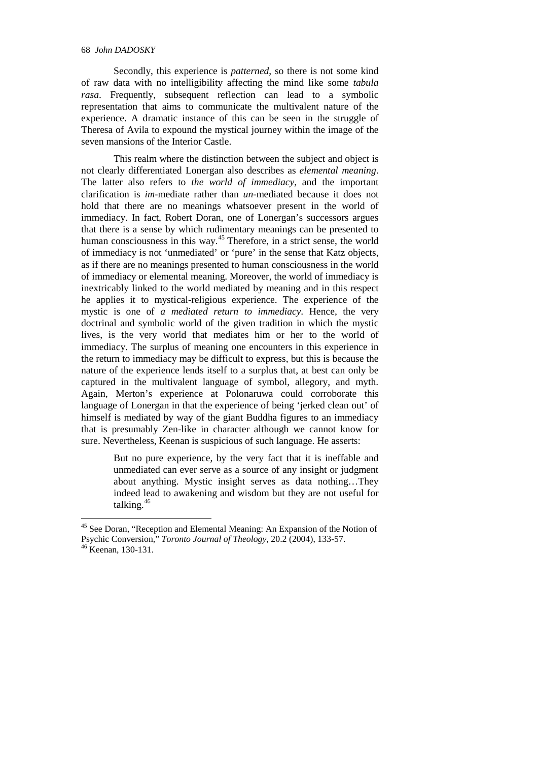Secondly, this experience is *patterned*, so there is not some kind of raw data with no intelligibility affecting the mind like some *tabula rasa*. Frequently, subsequent reflection can lead to a symbolic representation that aims to communicate the multivalent nature of the experience. A dramatic instance of this can be seen in the struggle of Theresa of Avila to expound the mystical journey within the image of the seven mansions of the Interior Castle.

This realm where the distinction between the subject and object is not clearly differentiated Lonergan also describes as *elemental meaning*. The latter also refers to *the world of immediacy*, and the important clarification is *im*-mediate rather than *un*-mediated because it does not hold that there are no meanings whatsoever present in the world of immediacy. In fact, Robert Doran, one of Lonergan's successors argues that there is a sense by which rudimentary meanings can be presented to human consciousness in this way.[45] Therefore, in a strict sense, the world of immediacy is not 'unmediated' or 'pure' in the sense that Katz objects, as if there are no meanings presented to human consciousness in the world of immediacy or elemental meaning. Moreover, the world of immediacy is inextricably linked to the world mediated by meaning and in this respect he applies it to mystical-religious experience. The experience of the mystic is one of *a mediated return to immediacy*. Hence, the very doctrinal and symbolic world of the given tradition in which the mystic lives, is the very world that mediates him or her to the world of immediacy. The surplus of meaning one encounters in this experience in the return to immediacy may be difficult to express, but this is because the nature of the experience lends itself to a surplus that, at best can only be captured in the multivalent language of symbol, allegory, and myth. Again, Merton's experience at Polonaruwa could corroborate this language of Lonergan in that the experience of being 'jerked clean out' of himself is mediated by way of the giant Buddha figures to an immediacy that is presumably Zen-like in character although we cannot know for sure. Nevertheless, Keenan is suspicious of such language. He asserts:

> But no pure experience, by the very fact that it is ineffable and unmediated can ever serve as a source of any insight or judgment about anything. Mystic insight serves as data nothing…They indeed lead to awakening and wisdom but they are not useful for talking.[46]

---

[45] See Doran, "Reception and Elemental Meaning: An Expansion of the Notion of Psychic Conversion," *Toronto Journal of Theology*, 20.2 (2004), 133-57.

[46] Keenan, 130-131.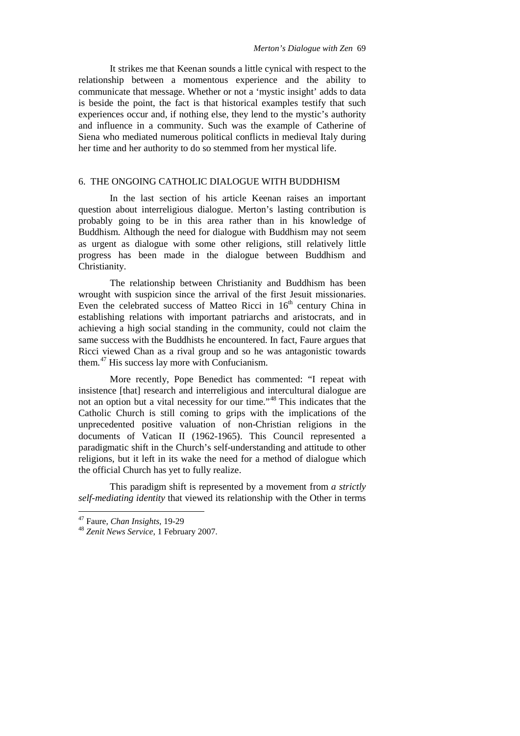It strikes me that Keenan sounds a little cynical with respect to the relationship between a momentous experience and the ability to communicate that message. Whether or not a 'mystic insight' adds to data is beside the point, the fact is that historical examples testify that such experiences occur and, if nothing else, they lend to the mystic's authority and influence in a community. Such was the example of Catherine of Siena who mediated numerous political conflicts in medieval Italy during her time and her authority to do so stemmed from her mystical life.

## 6. THE ONGOING CATHOLIC DIALOGUE WITH BUDDHISM

In the last section of his article Keenan raises an important question about interreligious dialogue. Merton's lasting contribution is probably going to be in this area rather than in his knowledge of Buddhism. Although the need for dialogue with Buddhism may not seem as urgent as dialogue with some other religions, still relatively little progress has been made in the dialogue between Buddhism and Christianity.

The relationship between Christianity and Buddhism has been wrought with suspicion since the arrival of the first Jesuit missionaries. Even the celebrated success of Matteo Ricci in 16th century China in establishing relations with important patriarchs and aristocrats, and in achieving a high social standing in the community, could not claim the same success with the Buddhists he encountered. In fact, Faure argues that Ricci viewed Chan as a rival group and so he was antagonistic towards them.[47] His success lay more with Confucianism.

More recently, Pope Benedict has commented: "I repeat with insistence [that] research and interreligious and intercultural dialogue are not an option but a vital necessity for our time."[48] This indicates that the Catholic Church is still coming to grips with the implications of the unprecedented positive valuation of non-Christian religions in the documents of Vatican II (1962-1965). This Council represented a paradigmatic shift in the Church's self-understanding and attitude to other religions, but it left in its wake the need for a method of dialogue which the official Church has yet to fully realize.

This paradigm shift is represented by a movement from *a strictly self-mediating identity* that viewed its relationship with the Other in terms

---

[47] Faure, *Chan Insights*, 19-29

[48] *Zenit News Service*, 1 February 2007.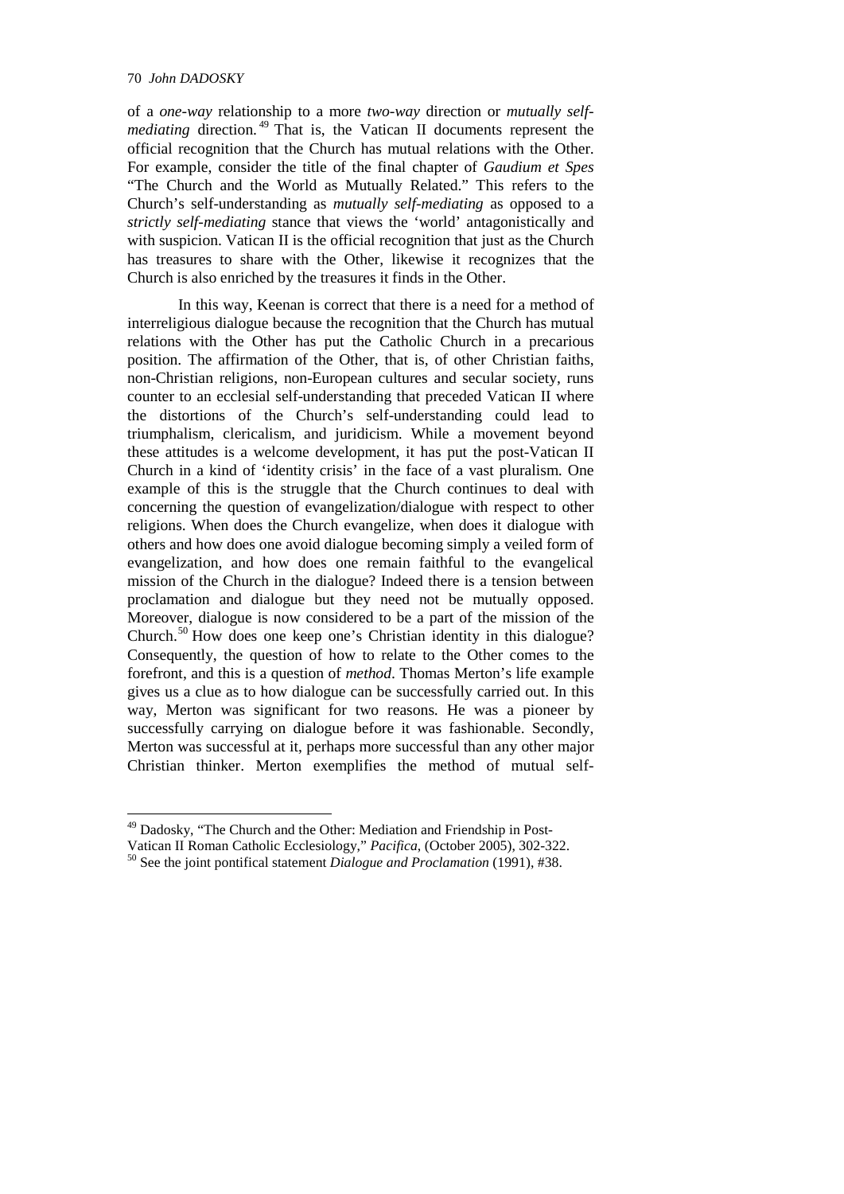of a *one-way* relationship to a more *two-way* direction or *mutually self-mediating* direction.[49] That is, the Vatican II documents represent the official recognition that the Church has mutual relations with the Other. For example, consider the title of the final chapter of *Gaudium et Spes* "The Church and the World as Mutually Related." This refers to the Church's self-understanding as *mutually self-mediating* as opposed to a *strictly self-mediating* stance that views the 'world' antagonistically and with suspicion. Vatican II is the official recognition that just as the Church has treasures to share with the Other, likewise it recognizes that the Church is also enriched by the treasures it finds in the Other.

In this way, Keenan is correct that there is a need for a method of interreligious dialogue because the recognition that the Church has mutual relations with the Other has put the Catholic Church in a precarious position. The affirmation of the Other, that is, of other Christian faiths, non-Christian religions, non-European cultures and secular society, runs counter to an ecclesial self-understanding that preceded Vatican II where the distortions of the Church's self-understanding could lead to triumphalism, clericalism, and juridicism. While a movement beyond these attitudes is a welcome development, it has put the post-Vatican II Church in a kind of 'identity crisis' in the face of a vast pluralism. One example of this is the struggle that the Church continues to deal with concerning the question of evangelization/dialogue with respect to other religions. When does the Church evangelize, when does it dialogue with others and how does one avoid dialogue becoming simply a veiled form of evangelization, and how does one remain faithful to the evangelical mission of the Church in the dialogue? Indeed there is a tension between proclamation and dialogue but they need not be mutually opposed. Moreover, dialogue is now considered to be a part of the mission of the Church.[50] How does one keep one's Christian identity in this dialogue? Consequently, the question of how to relate to the Other comes to the forefront, and this is a question of *method*. Thomas Merton's life example gives us a clue as to how dialogue can be successfully carried out. In this way, Merton was significant for two reasons. He was a pioneer by successfully carrying on dialogue before it was fashionable. Secondly, Merton was successful at it, perhaps more successful than any other major Christian thinker. Merton exemplifies the method of mutual self-

---

[49] Dadosky, "The Church and the Other: Mediation and Friendship in Post-Vatican II Roman Catholic Ecclesiology," *Pacifica*, (October 2005), 302-322.

[50] See the joint pontifical statement *Dialogue and Proclamation* (1991), #38.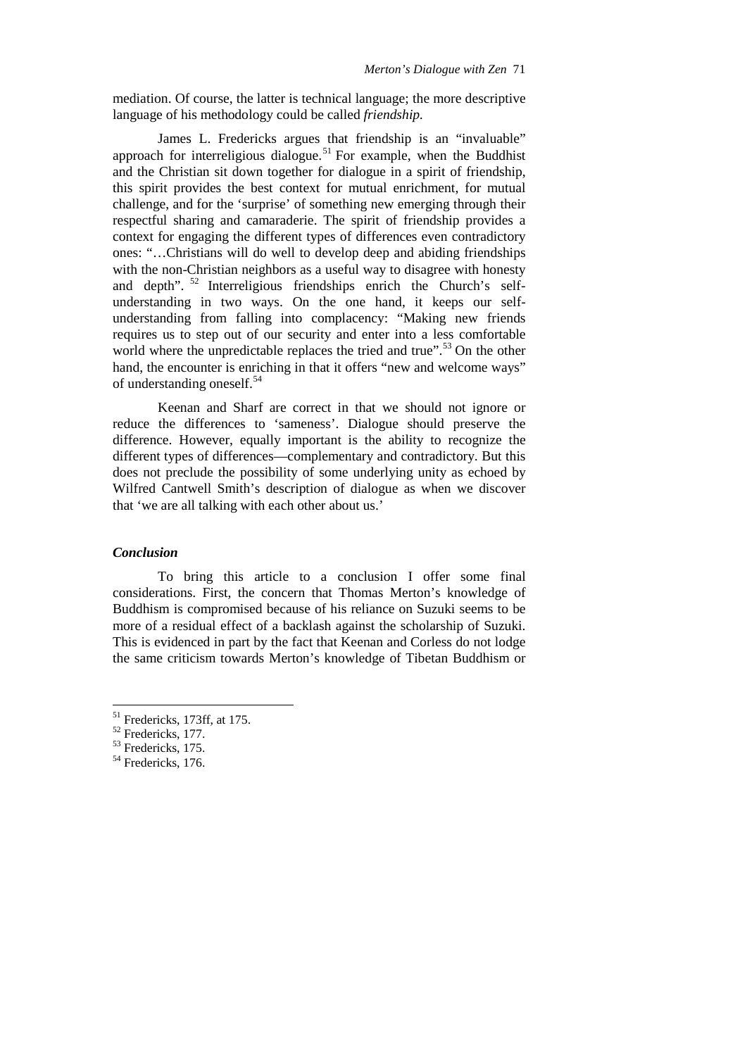mediation. Of course, the latter is technical language; the more descriptive language of his methodology could be called *friendship.*

James L. Fredericks argues that friendship is an "invaluable" approach for interreligious dialogue.[51] For example, when the Buddhist and the Christian sit down together for dialogue in a spirit of friendship, this spirit provides the best context for mutual enrichment, for mutual challenge, and for the 'surprise' of something new emerging through their respectful sharing and camaraderie. The spirit of friendship provides a context for engaging the different types of differences even contradictory ones: "…Christians will do well to develop deep and abiding friendships with the non-Christian neighbors as a useful way to disagree with honesty and depth".[52] Interreligious friendships enrich the Church's self-understanding in two ways. On the one hand, it keeps our self-understanding from falling into complacency: "Making new friends requires us to step out of our security and enter into a less comfortable world where the unpredictable replaces the tried and true".[53] On the other hand, the encounter is enriching in that it offers "new and welcome ways" of understanding oneself.[54]

Keenan and Sharf are correct in that we should not ignore or reduce the differences to 'sameness'. Dialogue should preserve the difference. However, equally important is the ability to recognize the different types of differences—complementary and contradictory. But this does not preclude the possibility of some underlying unity as echoed by Wilfred Cantwell Smith's description of dialogue as when we discover that 'we are all talking with each other about us.'

### *Conclusion*

To bring this article to a conclusion I offer some final considerations. First, the concern that Thomas Merton's knowledge of Buddhism is compromised because of his reliance on Suzuki seems to be more of a residual effect of a backlash against the scholarship of Suzuki. This is evidenced in part by the fact that Keenan and Corless do not lodge the same criticism towards Merton's knowledge of Tibetan Buddhism or

---

[51] Fredericks, 173ff, at 175.
[52] Fredericks, 177.
[53] Fredericks, 175.
[54] Fredericks, 176.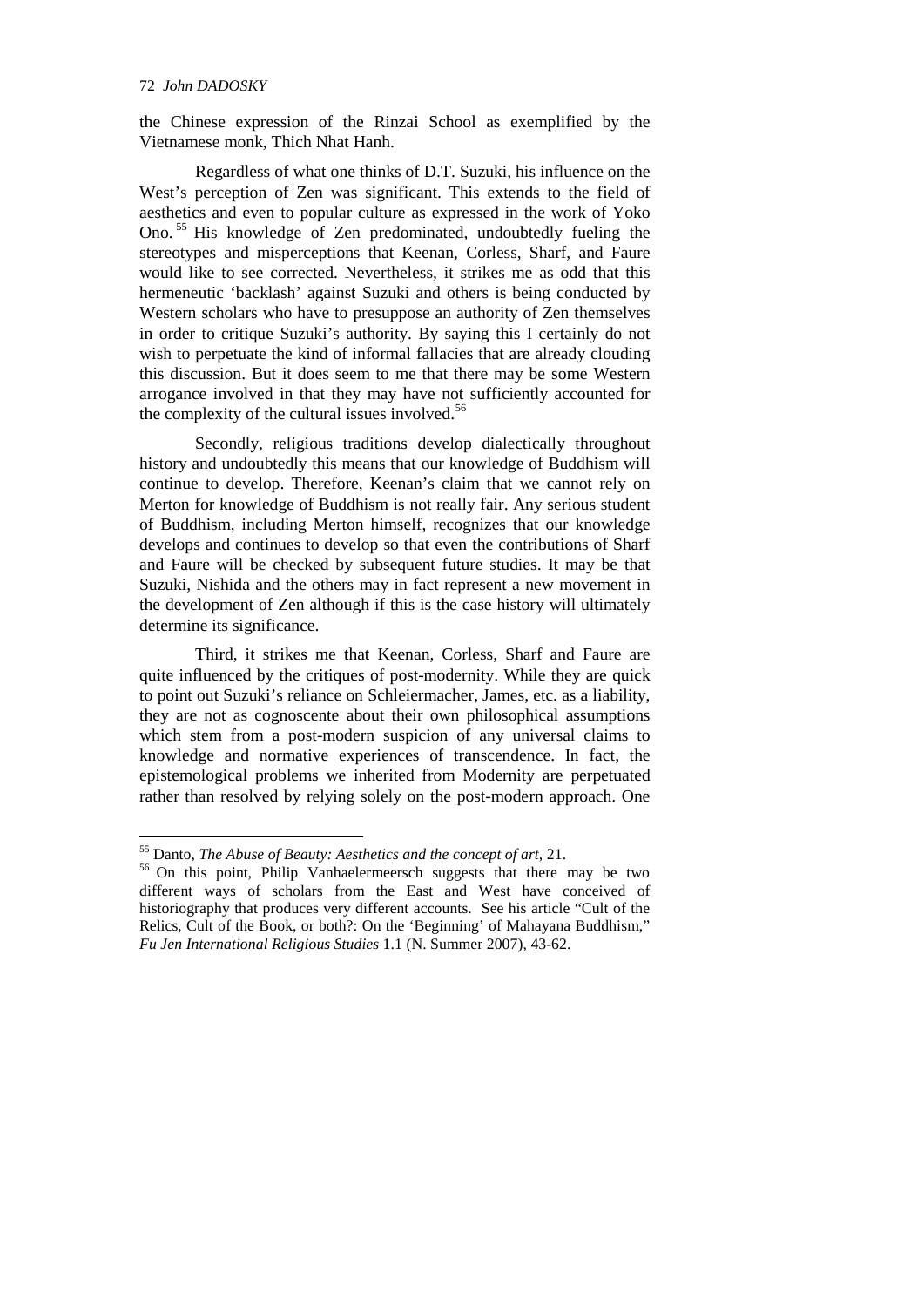the Chinese expression of the Rinzai School as exemplified by the Vietnamese monk, Thich Nhat Hanh.

Regardless of what one thinks of D.T. Suzuki, his influence on the West's perception of Zen was significant. This extends to the field of aesthetics and even to popular culture as expressed in the work of Yoko Ono.[55] His knowledge of Zen predominated, undoubtedly fueling the stereotypes and misperceptions that Keenan, Corless, Sharf, and Faure would like to see corrected. Nevertheless, it strikes me as odd that this hermeneutic 'backlash' against Suzuki and others is being conducted by Western scholars who have to presuppose an authority of Zen themselves in order to critique Suzuki's authority. By saying this I certainly do not wish to perpetuate the kind of informal fallacies that are already clouding this discussion. But it does seem to me that there may be some Western arrogance involved in that they may have not sufficiently accounted for the complexity of the cultural issues involved.[56]

Secondly, religious traditions develop dialectically throughout history and undoubtedly this means that our knowledge of Buddhism will continue to develop. Therefore, Keenan's claim that we cannot rely on Merton for knowledge of Buddhism is not really fair. Any serious student of Buddhism, including Merton himself, recognizes that our knowledge develops and continues to develop so that even the contributions of Sharf and Faure will be checked by subsequent future studies. It may be that Suzuki, Nishida and the others may in fact represent a new movement in the development of Zen although if this is the case history will ultimately determine its significance.

Third, it strikes me that Keenan, Corless, Sharf and Faure are quite influenced by the critiques of post-modernity. While they are quick to point out Suzuki's reliance on Schleiermacher, James, etc. as a liability, they are not as cognoscente about their own philosophical assumptions which stem from a post-modern suspicion of any universal claims to knowledge and normative experiences of transcendence. In fact, the epistemological problems we inherited from Modernity are perpetuated rather than resolved by relying solely on the post-modern approach. One

---

[55] Danto, *The Abuse of Beauty: Aesthetics and the concept of art*, 21.

[56] On this point, Philip Vanhaelermeersch suggests that there may be two different ways of scholars from the East and West have conceived of historiography that produces very different accounts. See his article "Cult of the Relics, Cult of the Book, or both?: On the 'Beginning' of Mahayana Buddhism," *Fu Jen International Religious Studies* 1.1 (N. Summer 2007), 43-62.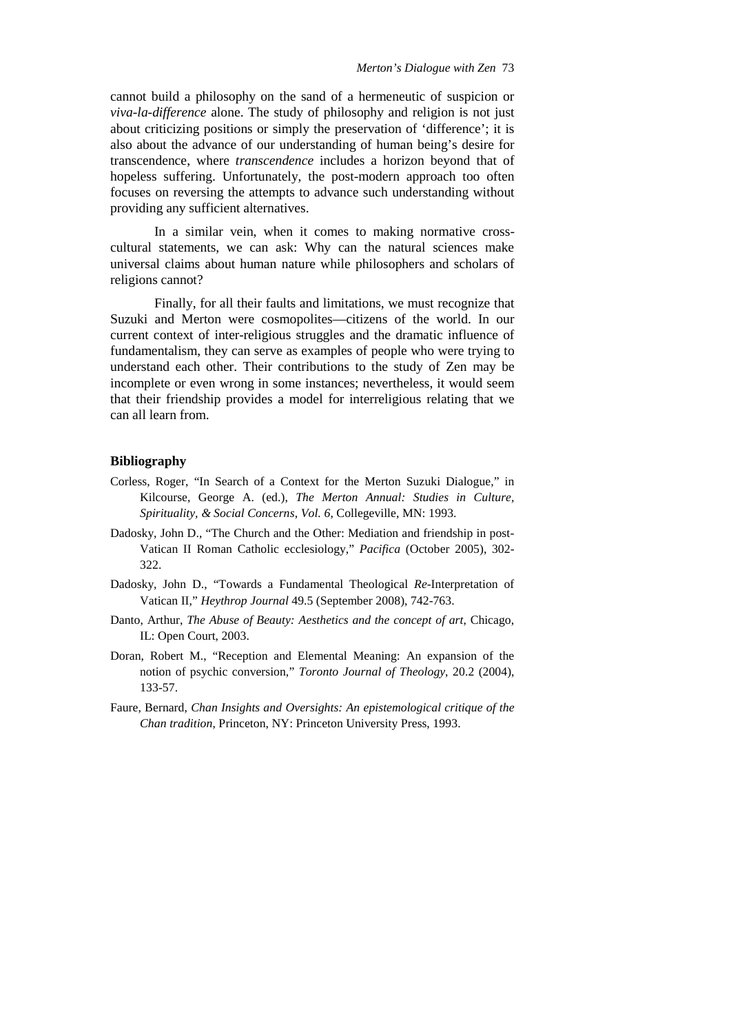cannot build a philosophy on the sand of a hermeneutic of suspicion or *viva-la-difference* alone. The study of philosophy and religion is not just about criticizing positions or simply the preservation of 'difference'; it is also about the advance of our understanding of human being's desire for transcendence, where *transcendence* includes a horizon beyond that of hopeless suffering. Unfortunately, the post-modern approach too often focuses on reversing the attempts to advance such understanding without providing any sufficient alternatives.

In a similar vein, when it comes to making normative cross-cultural statements, we can ask: Why can the natural sciences make universal claims about human nature while philosophers and scholars of religions cannot?

Finally, for all their faults and limitations, we must recognize that Suzuki and Merton were cosmopolites—citizens of the world. In our current context of inter-religious struggles and the dramatic influence of fundamentalism, they can serve as examples of people who were trying to understand each other. Their contributions to the study of Zen may be incomplete or even wrong in some instances; nevertheless, it would seem that their friendship provides a model for interreligious relating that we can all learn from.

## Bibliography

Corless, Roger, "In Search of a Context for the Merton Suzuki Dialogue," in Kilcourse, George A. (ed.), *The Merton Annual: Studies in Culture, Spirituality, & Social Concerns*, *Vol. 6*, Collegeville, MN: 1993.

Dadosky, John D., "The Church and the Other: Mediation and friendship in post-Vatican II Roman Catholic ecclesiology," *Pacifica* (October 2005), 302-322.

Dadosky, John D., "Towards a Fundamental Theological *Re*-Interpretation of Vatican II," *Heythrop Journal* 49.5 (September 2008), 742-763.

Danto, Arthur, *The Abuse of Beauty: Aesthetics and the concept of art*, Chicago, IL: Open Court, 2003.

Doran, Robert M., "Reception and Elemental Meaning: An expansion of the notion of psychic conversion," *Toronto Journal of Theology*, 20.2 (2004), 133-57.

Faure, Bernard, *Chan Insights and Oversights: An epistemological critique of the Chan tradition*, Princeton, NY: Princeton University Press, 1993.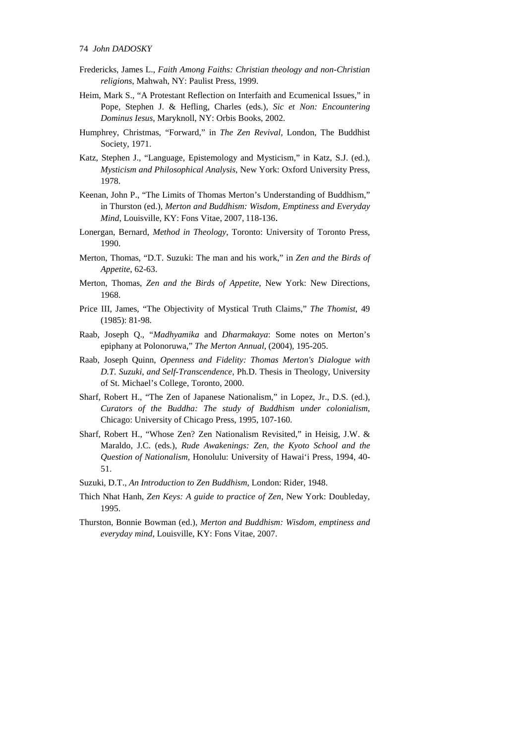Fredericks, James L., *Faith Among Faiths: Christian theology and non-Christian religions*, Mahwah, NY: Paulist Press, 1999.

Heim, Mark S., "A Protestant Reflection on Interfaith and Ecumenical Issues," in Pope, Stephen J. & Hefling, Charles (eds.), *Sic et Non: Encountering Dominus Iesus*, Maryknoll, NY: Orbis Books, 2002.

Humphrey, Christmas, "Forward," in *The Zen Revival*, London, The Buddhist Society, 1971.

Katz, Stephen J., "Language, Epistemology and Mysticism," in Katz, S.J. (ed.), *Mysticism and Philosophical Analysis*, New York: Oxford University Press, 1978.

Keenan, John P., "The Limits of Thomas Merton's Understanding of Buddhism," in Thurston (ed.), *Merton and Buddhism: Wisdom, Emptiness and Everyday Mind*, Louisville, KY: Fons Vitae, 2007, 118-136.

Lonergan, Bernard, *Method in Theology*, Toronto: University of Toronto Press, 1990.

Merton, Thomas, "D.T. Suzuki: The man and his work," in *Zen and the Birds of Appetite*, 62-63.

Merton, Thomas, *Zen and the Birds of Appetite*, New York: New Directions, 1968.

Price III, James, "The Objectivity of Mystical Truth Claims," *The Thomist*, 49 (1985): 81-98.

Raab, Joseph Q., "*Madhyamika* and *Dharmakaya*: Some notes on Merton's epiphany at Polonoruwa," *The Merton Annual*, (2004), 195-205.

Raab, Joseph Quinn, *Openness and Fidelity: Thomas Merton's Dialogue with D.T. Suzuki, and Self-Transcendence*, Ph.D. Thesis in Theology, University of St. Michael's College, Toronto, 2000.

Sharf, Robert H., "The Zen of Japanese Nationalism," in Lopez, Jr., D.S. (ed.), *Curators of the Buddha: The study of Buddhism under colonialism*, Chicago: University of Chicago Press, 1995, 107-160.

Sharf, Robert H., "Whose Zen? Zen Nationalism Revisited," in Heisig, J.W. & Maraldo, J.C. (eds.), *Rude Awakenings: Zen, the Kyoto School and the Question of Nationalism*, Honolulu: University of Hawai'i Press, 1994, 40-51.

Suzuki, D.T., *An Introduction to Zen Buddhism*, London: Rider, 1948.

Thich Nhat Hanh, *Zen Keys: A guide to practice of Zen*, New York: Doubleday, 1995.

Thurston, Bonnie Bowman (ed.), *Merton and Buddhism: Wisdom, emptiness and everyday mind*, Louisville, KY: Fons Vitae, 2007.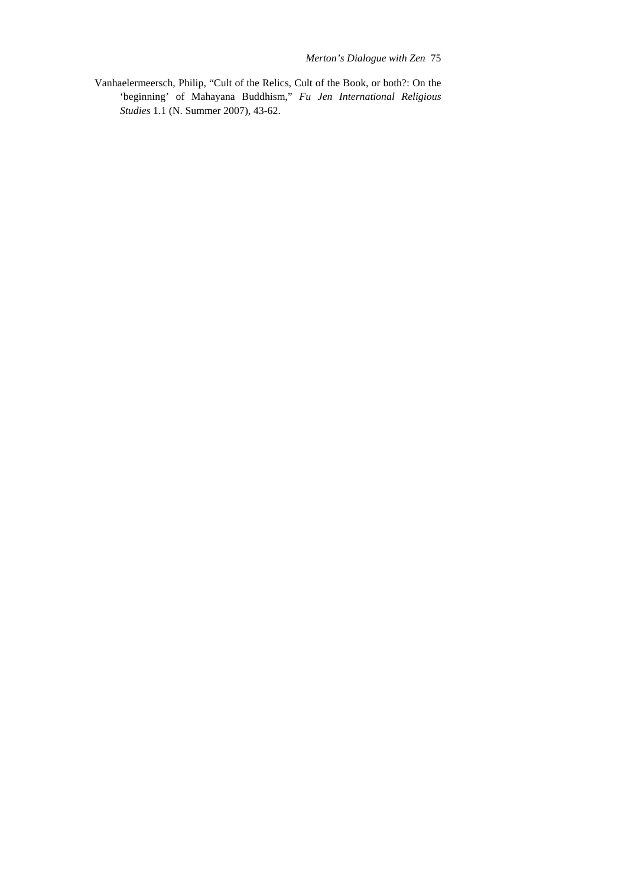Vanhaelermeersch, Philip, "Cult of the Relics, Cult of the Book, or both?: On the 'beginning' of Mahayana Buddhism," *Fu Jen International Religious Studies* 1.1 (N. Summer 2007), 43-62.